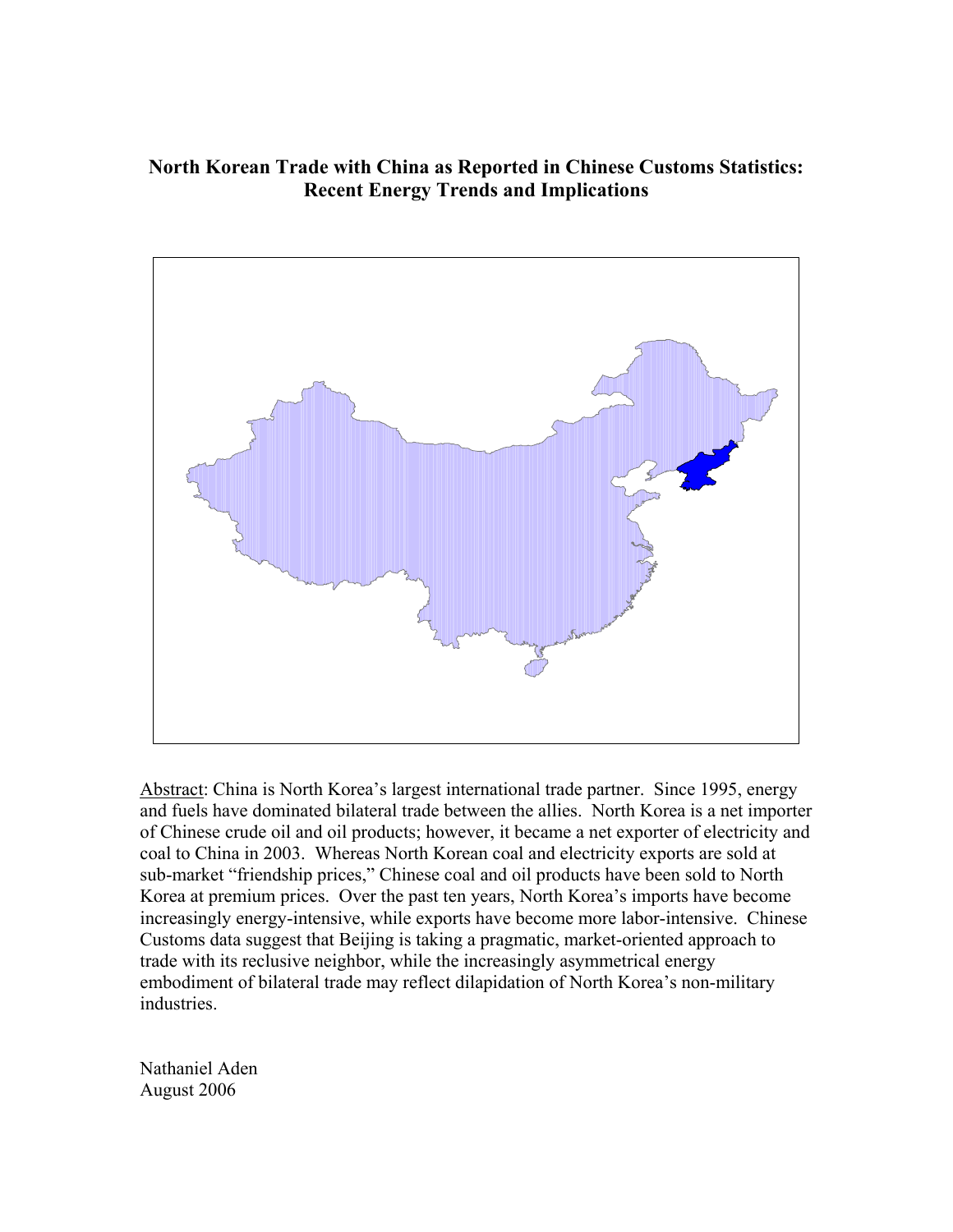# North Korean Trade with China as Reported in Chinese Customs Statistics: Recent Energy Trends and Implications

Abstract: China is North Korea's largest international trade partner. Since 1995, energy and fuels have dominated bilateral trade between the allies. North Korea is a net importer of Chinese crude oil and oil products; however, it became a net exporter of electricity and coal to China in 2003. Whereas North Korean coal and electricity exports are sold at sub-market "friendship prices," Chinese coal and oil products have been sold to North Korea at premium prices. Over the past ten years, North Korea's imports have become increasingly energy-intensive, while exports have become more labor-intensive. Chinese Customs data suggest that Beijing is taking a pragmatic, market-oriented approach to trade with its reclusive neighbor, while the increasingly asymmetrical energy embodiment of bilateral trade may reflect dilapidation of North Korea's non-military industries.

Nathaniel Aden
August 2006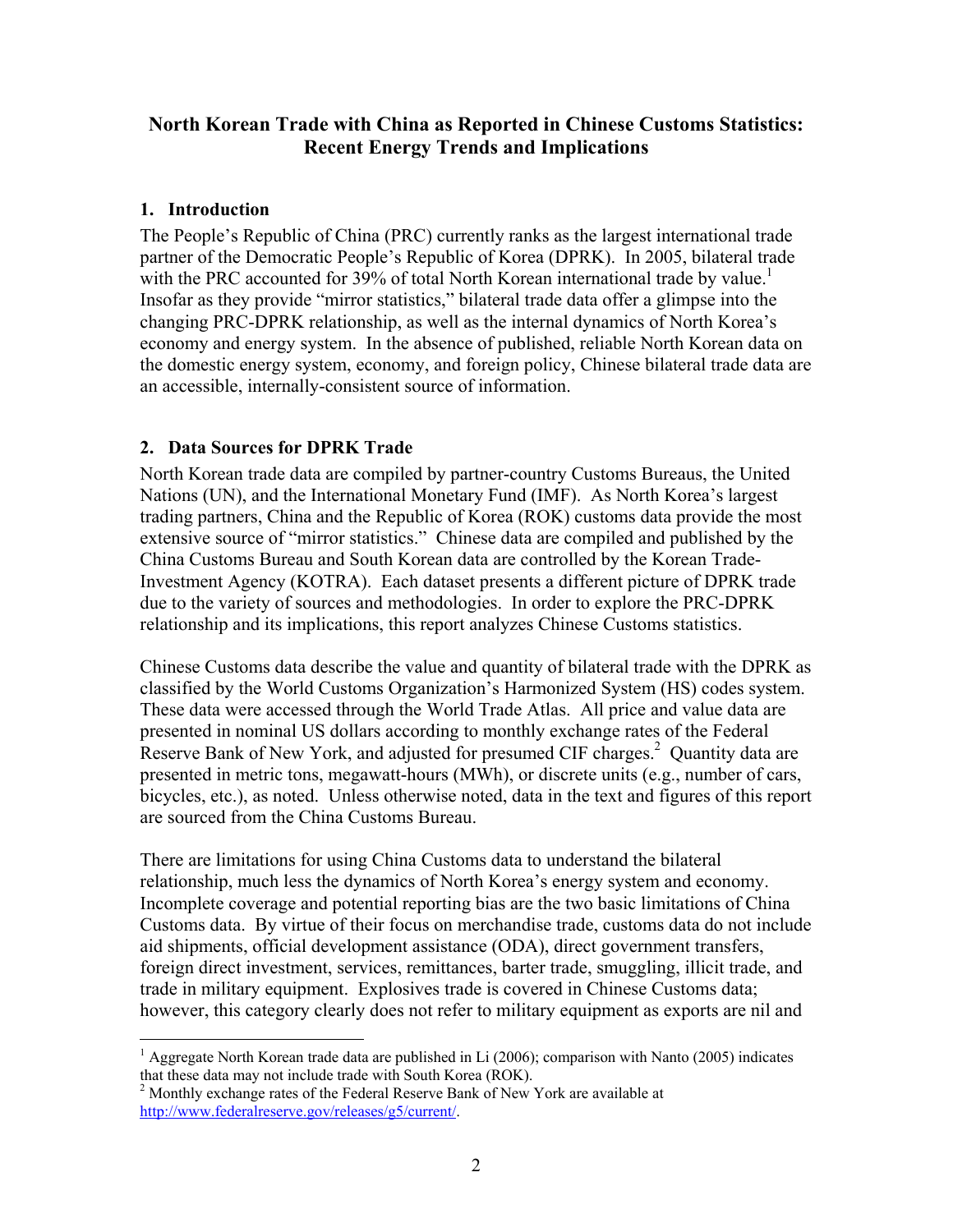## North Korean Trade with China as Reported in Chinese Customs Statistics: Recent Energy Trends and Implications

### 1. Introduction

The People's Republic of China (PRC) currently ranks as the largest international trade partner of the Democratic People's Republic of Korea (DPRK). In 2005, bilateral trade with the PRC accounted for 39% of total North Korean international trade by value.[1] Insofar as they provide "mirror statistics," bilateral trade data offer a glimpse into the changing PRC-DPRK relationship, as well as the internal dynamics of North Korea's economy and energy system. In the absence of published, reliable North Korean data on the domestic energy system, economy, and foreign policy, Chinese bilateral trade data are an accessible, internally-consistent source of information.

### 2. Data Sources for DPRK Trade

North Korean trade data are compiled by partner-country Customs Bureaus, the United Nations (UN), and the International Monetary Fund (IMF). As North Korea's largest trading partners, China and the Republic of Korea (ROK) customs data provide the most extensive source of "mirror statistics." Chinese data are compiled and published by the China Customs Bureau and South Korean data are controlled by the Korean Trade-Investment Agency (KOTRA). Each dataset presents a different picture of DPRK trade due to the variety of sources and methodologies. In order to explore the PRC-DPRK relationship and its implications, this report analyzes Chinese Customs statistics.

Chinese Customs data describe the value and quantity of bilateral trade with the DPRK as classified by the World Customs Organization's Harmonized System (HS) codes system. These data were accessed through the World Trade Atlas. All price and value data are presented in nominal US dollars according to monthly exchange rates of the Federal Reserve Bank of New York, and adjusted for presumed CIF charges.[2] Quantity data are presented in metric tons, megawatt-hours (MWh), or discrete units (e.g., number of cars, bicycles, etc.), as noted. Unless otherwise noted, data in the text and figures of this report are sourced from the China Customs Bureau.

There are limitations for using China Customs data to understand the bilateral relationship, much less the dynamics of North Korea's energy system and economy. Incomplete coverage and potential reporting bias are the two basic limitations of China Customs data. By virtue of their focus on merchandise trade, customs data do not include aid shipments, official development assistance (ODA), direct government transfers, foreign direct investment, services, remittances, barter trade, smuggling, illicit trade, and trade in military equipment. Explosives trade is covered in Chinese Customs data; however, this category clearly does not refer to military equipment as exports are nil and

---

[1] Aggregate North Korean trade data are published in Li (2006); comparison with Nanto (2005) indicates that these data may not include trade with South Korea (ROK).

[2] Monthly exchange rates of the Federal Reserve Bank of New York are available at http://www.federalreserve.gov/releases/g5/current/.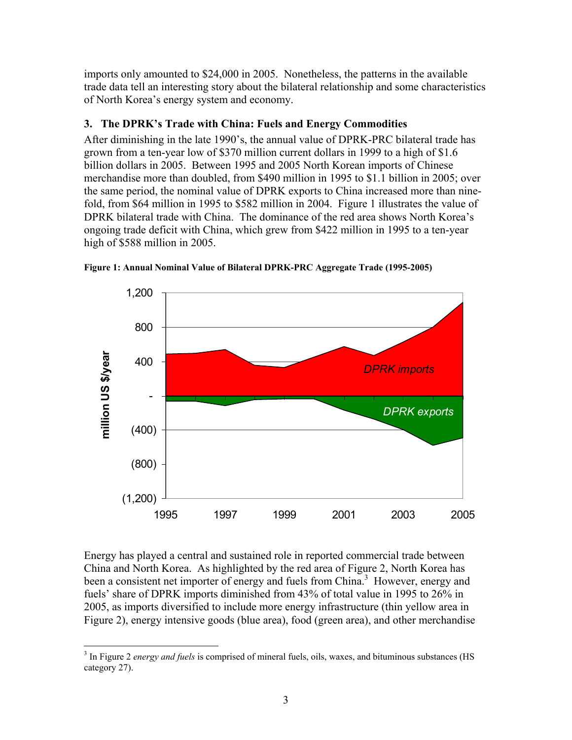imports only amounted to $24,000 in 2005. Nonetheless, the patterns in the available trade data tell an interesting story about the bilateral relationship and some characteristics of North Korea's energy system and economy.

### 3. The DPRK's Trade with China: Fuels and Energy Commodities

After diminishing in the late 1990's, the annual value of DPRK-PRC bilateral trade has grown from a ten-year low of $370 million current dollars in 1999 to a high of $1.6 billion dollars in 2005. Between 1995 and 2005 North Korean imports of Chinese merchandise more than doubled, from $490 million in 1995 to $1.1 billion in 2005; over the same period, the nominal value of DPRK exports to China increased more than nine-fold, from $64 million in 1995 to $582 million in 2004. Figure 1 illustrates the value of DPRK bilateral trade with China. The dominance of the red area shows North Korea's ongoing trade deficit with China, which grew from $422 million in 1995 to a ten-year high of $588 million in 2005.

**Figure 1: Annual Nominal Value of Bilateral DPRK-PRC Aggregate Trade (1995-2005)**

Energy has played a central and sustained role in reported commercial trade between China and North Korea. As highlighted by the red area of Figure 2, North Korea has been a consistent net importer of energy and fuels from China.[3] However, energy and fuels' share of DPRK imports diminished from 43% of total value in 1995 to 26% in 2005, as imports diversified to include more energy infrastructure (thin yellow area in Figure 2), energy intensive goods (blue area), food (green area), and other merchandise

[3] In Figure 2 *energy and fuels* is comprised of mineral fuels, oils, waxes, and bituminous substances (HS category 27).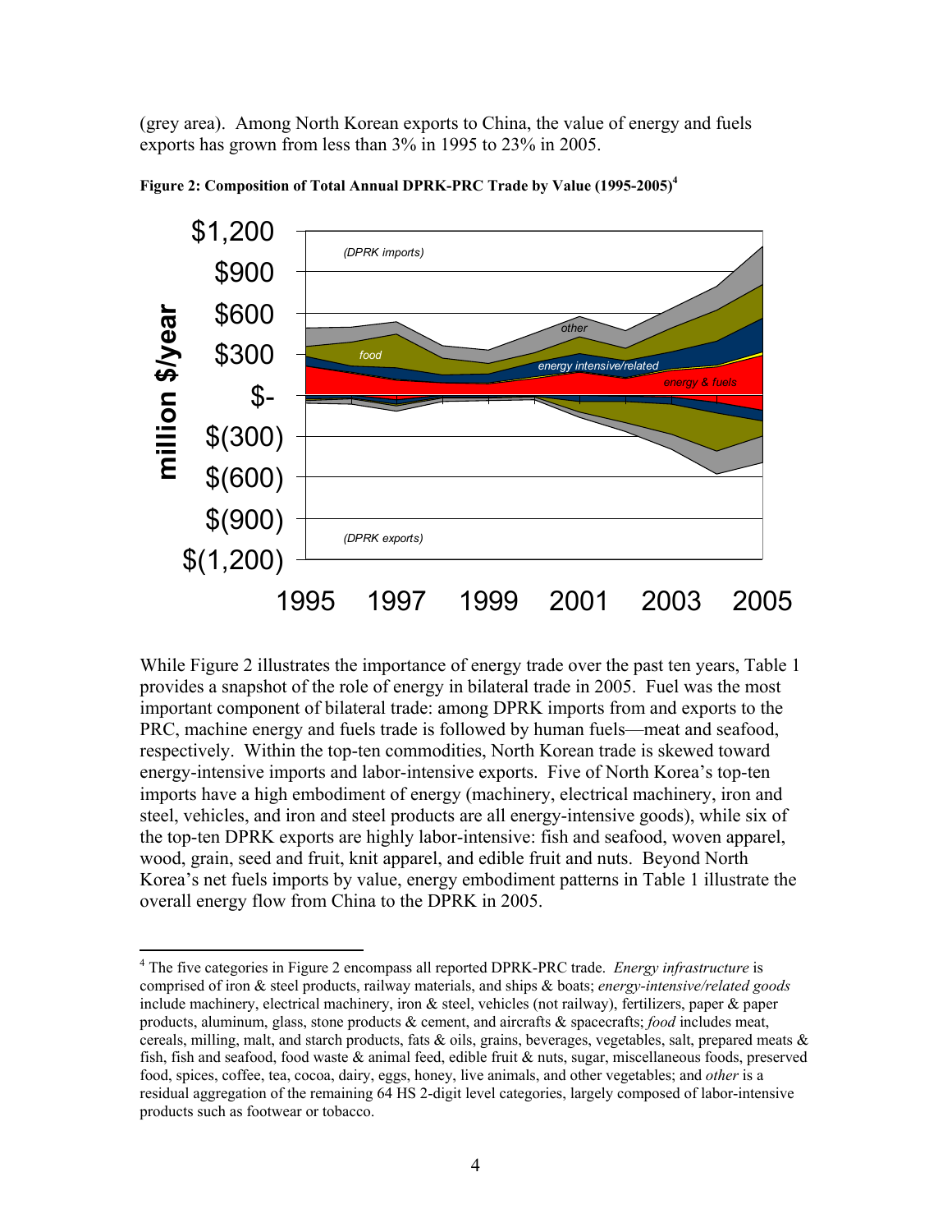(grey area). Among North Korean exports to China, the value of energy and fuels exports has grown from less than 3% in 1995 to 23% in 2005.

**Figure 2: Composition of Total Annual DPRK-PRC Trade by Value (1995-2005)**[4]

While Figure 2 illustrates the importance of energy trade over the past ten years, Table 1 provides a snapshot of the role of energy in bilateral trade in 2005. Fuel was the most important component of bilateral trade: among DPRK imports from and exports to the PRC, machine energy and fuels trade is followed by human fuels—meat and seafood, respectively. Within the top-ten commodities, North Korean trade is skewed toward energy-intensive imports and labor-intensive exports. Five of North Korea's top-ten imports have a high embodiment of energy (machinery, electrical machinery, iron and steel, vehicles, and iron and steel products are all energy-intensive goods), while six of the top-ten DPRK exports are highly labor-intensive: fish and seafood, woven apparel, wood, grain, seed and fruit, knit apparel, and edible fruit and nuts. Beyond North Korea's net fuels imports by value, energy embodiment patterns in Table 1 illustrate the overall energy flow from China to the DPRK in 2005.

[4] The five categories in Figure 2 encompass all reported DPRK-PRC trade. *Energy infrastructure* is comprised of iron & steel products, railway materials, and ships & boats; *energy-intensive/related goods* include machinery, electrical machinery, iron & steel, vehicles (not railway), fertilizers, paper & paper products, aluminum, glass, stone products & cement, and aircrafts & spacecrafts; *food* includes meat, cereals, milling, malt, and starch products, fats & oils, grains, beverages, vegetables, salt, prepared meats & fish, fish and seafood, food waste & animal feed, edible fruit & nuts, sugar, miscellaneous foods, preserved food, spices, coffee, tea, cocoa, dairy, eggs, honey, live animals, and other vegetables; and *other* is a residual aggregation of the remaining 64 HS 2-digit level categories, largely composed of labor-intensive products such as footwear or tobacco.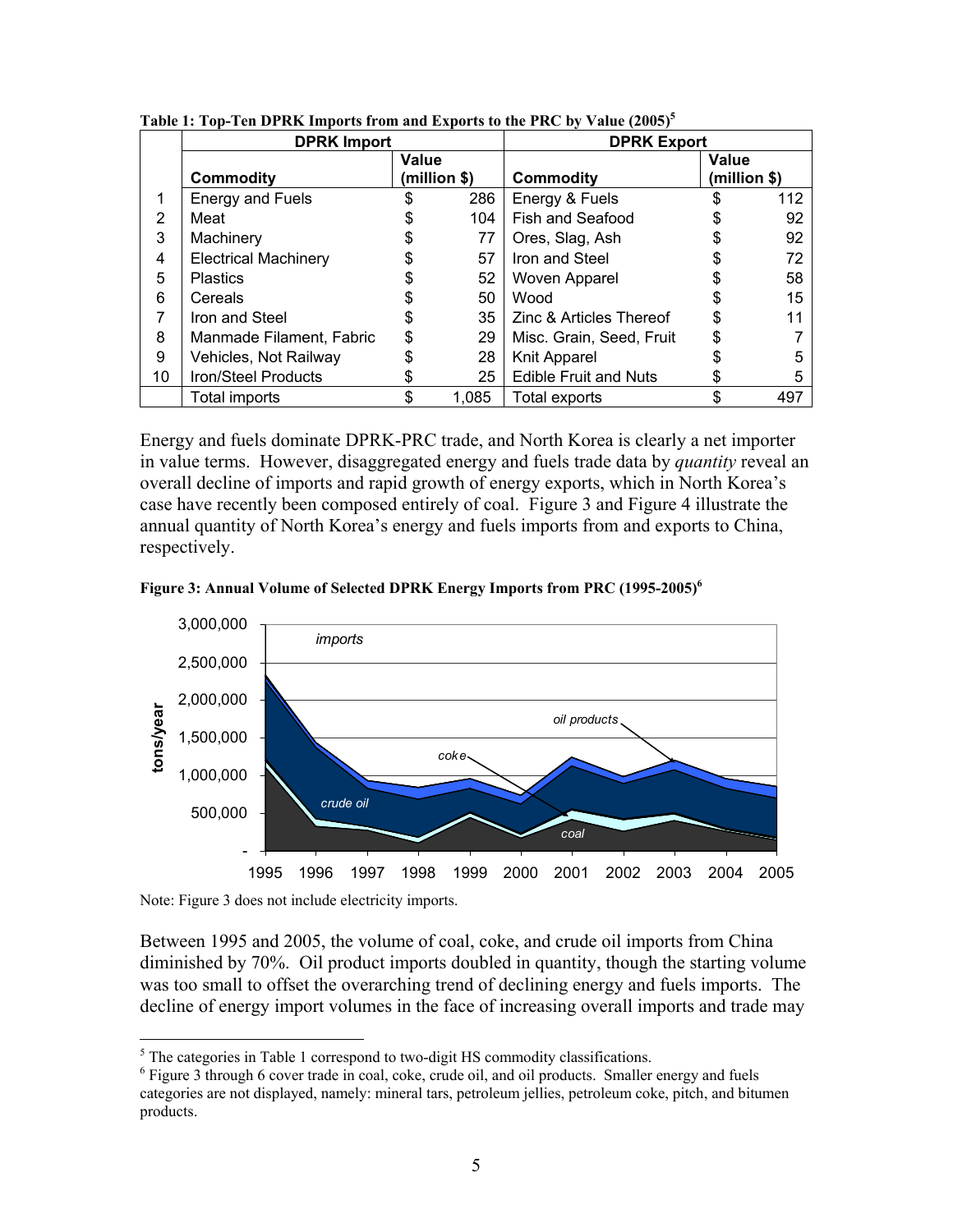**Table 1: Top-Ten DPRK Imports from and Exports to the PRC by Value (2005)[5]**

| | DPRK Import | | DPRK Export | |
|---|---|---|---|---|
| | Commodity | Value (million $) | Commodity | Value (million $) |
| 1 | Energy and Fuels | $ 286 | Energy & Fuels | $ 112 |
| 2 | Meat | $ 104 | Fish and Seafood | $ 92 |
| 3 | Machinery | $ 77 | Ores, Slag, Ash | $ 92 |
| 4 | Electrical Machinery | $ 57 | Iron and Steel | $ 72 |
| 5 | Plastics | $ 52 | Woven Apparel | $ 58 |
| 6 | Cereals | $ 50 | Wood | $ 15 |
| 7 | Iron and Steel | $ 35 | Zinc & Articles Thereof | $ 11 |
| 8 | Manmade Filament, Fabric | $ 29 | Misc. Grain, Seed, Fruit | $ 7 |
| 9 | Vehicles, Not Railway | $ 28 | Knit Apparel | $ 5 |
| 10 | Iron/Steel Products | $ 25 | Edible Fruit and Nuts | $ 5 |
| | Total imports | $ 1,085 | Total exports | $ 497 |

Energy and fuels dominate DPRK-PRC trade, and North Korea is clearly a net importer in value terms. However, disaggregated energy and fuels trade data by *quantity* reveal an overall decline of imports and rapid growth of energy exports, which in North Korea's case have recently been composed entirely of coal. Figure 3 and Figure 4 illustrate the annual quantity of North Korea's energy and fuels imports from and exports to China, respectively.

**Figure 3: Annual Volume of Selected DPRK Energy Imports from PRC (1995-2005)[6]**

Note: Figure 3 does not include electricity imports.

Between 1995 and 2005, the volume of coal, coke, and crude oil imports from China diminished by 70%. Oil product imports doubled in quantity, though the starting volume was too small to offset the overarching trend of declining energy and fuels imports. The decline of energy import volumes in the face of increasing overall imports and trade may

---

[5] The categories in Table 1 correspond to two-digit HS commodity classifications.

[6] Figure 3 through 6 cover trade in coal, coke, crude oil, and oil products. Smaller energy and fuels categories are not displayed, namely: mineral tars, petroleum jellies, petroleum coke, pitch, and bitumen products.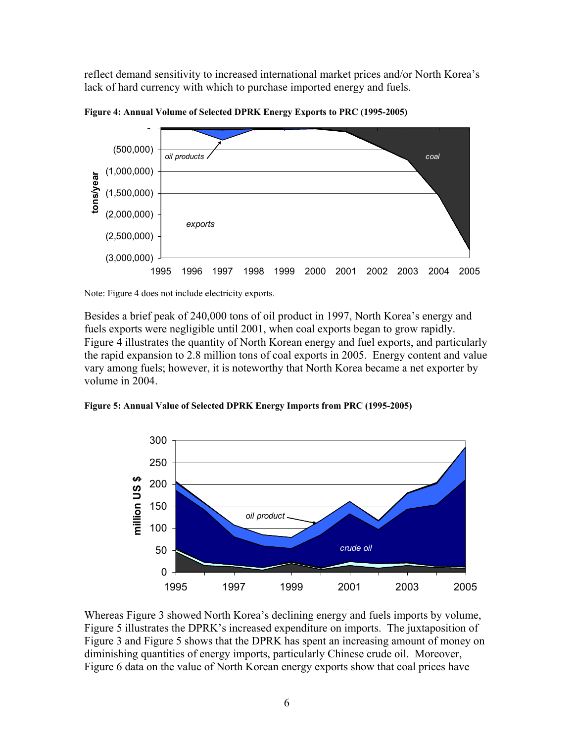reflect demand sensitivity to increased international market prices and/or North Korea's lack of hard currency with which to purchase imported energy and fuels.

**Figure 4: Annual Volume of Selected DPRK Energy Exports to PRC (1995-2005)**

Note: Figure 4 does not include electricity exports.

Besides a brief peak of 240,000 tons of oil product in 1997, North Korea's energy and fuels exports were negligible until 2001, when coal exports began to grow rapidly. Figure 4 illustrates the quantity of North Korean energy and fuel exports, and particularly the rapid expansion to 2.8 million tons of coal exports in 2005. Energy content and value vary among fuels; however, it is noteworthy that North Korea became a net exporter by volume in 2004.

**Figure 5: Annual Value of Selected DPRK Energy Imports from PRC (1995-2005)**

Whereas Figure 3 showed North Korea's declining energy and fuels imports by volume, Figure 5 illustrates the DPRK's increased expenditure on imports. The juxtaposition of Figure 3 and Figure 5 shows that the DPRK has spent an increasing amount of money on diminishing quantities of energy imports, particularly Chinese crude oil. Moreover, Figure 6 data on the value of North Korean energy exports show that coal prices have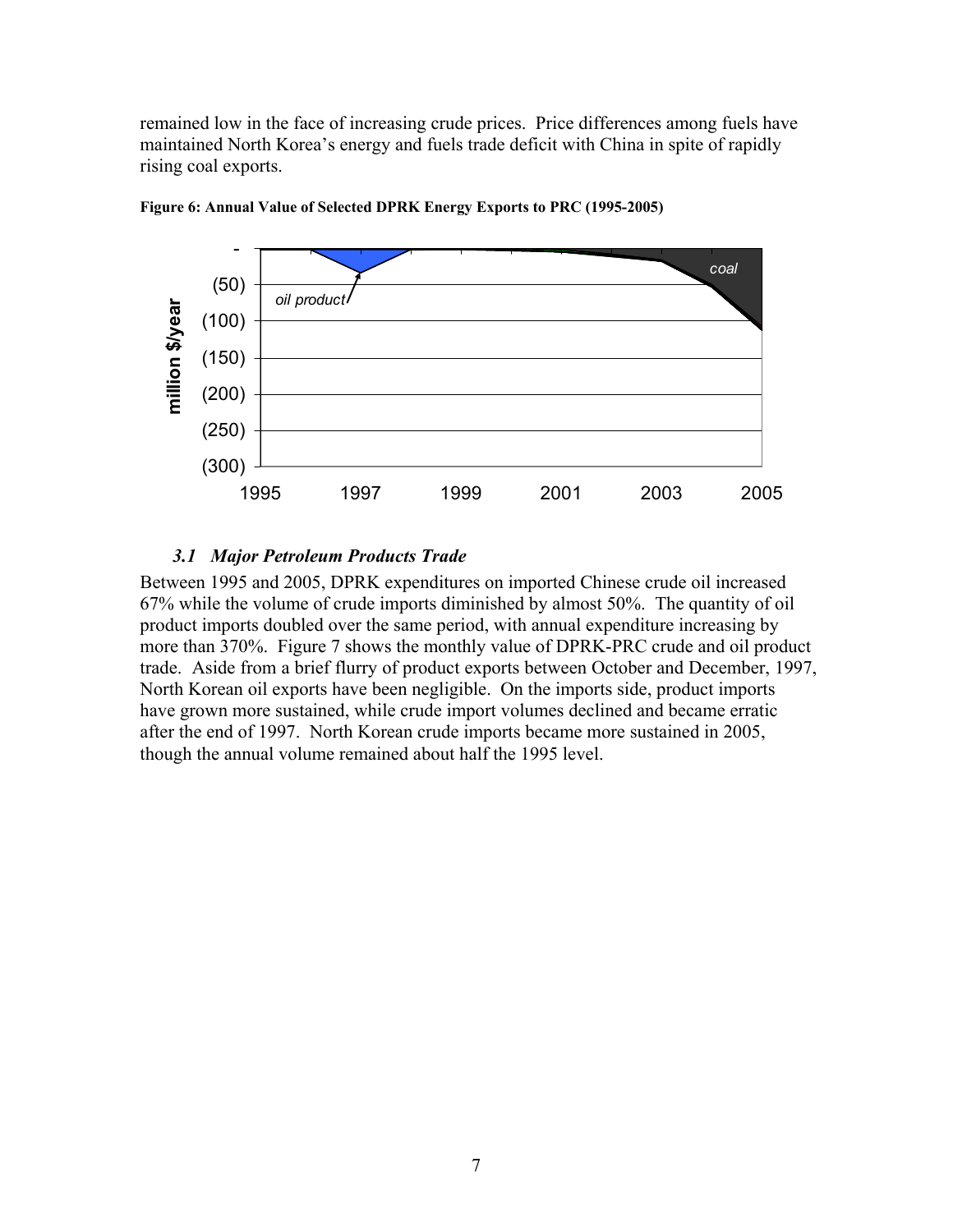remained low in the face of increasing crude prices. Price differences among fuels have maintained North Korea's energy and fuels trade deficit with China in spite of rapidly rising coal exports.

**Figure 6: Annual Value of Selected DPRK Energy Exports to PRC (1995-2005)**

### *3.1 Major Petroleum Products Trade*

Between 1995 and 2005, DPRK expenditures on imported Chinese crude oil increased 67% while the volume of crude imports diminished by almost 50%. The quantity of oil product imports doubled over the same period, with annual expenditure increasing by more than 370%. Figure 7 shows the monthly value of DPRK-PRC crude and oil product trade. Aside from a brief flurry of product exports between October and December, 1997, North Korean oil exports have been negligible. On the imports side, product imports have grown more sustained, while crude import volumes declined and became erratic after the end of 1997. North Korean crude imports became more sustained in 2005, though the annual volume remained about half the 1995 level.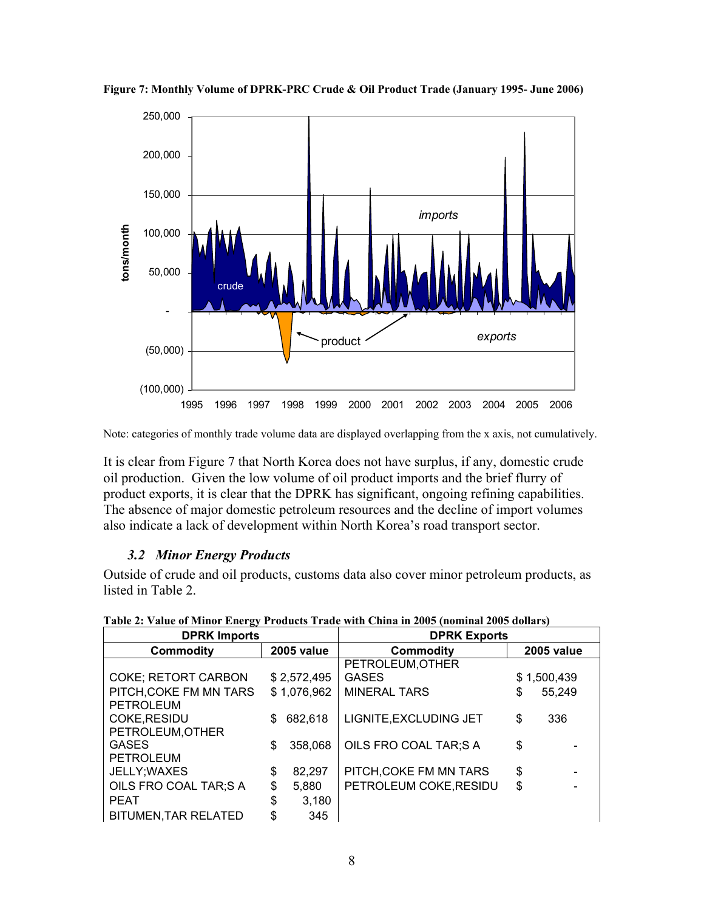**Figure 7: Monthly Volume of DPRK-PRC Crude & Oil Product Trade (January 1995- June 2006)**

Note: categories of monthly trade volume data are displayed overlapping from the x axis, not cumulatively.

It is clear from Figure 7 that North Korea does not have surplus, if any, domestic crude oil production. Given the low volume of oil product imports and the brief flurry of product exports, it is clear that the DPRK has significant, ongoing refining capabilities. The absence of major domestic petroleum resources and the decline of import volumes also indicate a lack of development within North Korea's road transport sector.

### *3.2 Minor Energy Products*

Outside of crude and oil products, customs data also cover minor petroleum products, as listed in Table 2.

**Table 2: Value of Minor Energy Products Trade with China in 2005 (nominal 2005 dollars)**

| DPRK Imports | | DPRK Exports | |
|---|---|---|---|
| **Commodity** | **2005 value** | **Commodity** | **2005 value** |
| COKE; RETORT CARBON | $ 2,572,495 | PETROLEUM,OTHER GASES | $ 1,500,439 |
| PITCH,COKE FM MN TARS | $ 1,076,962 | MINERAL TARS | $ 55,249 |
| PETROLEUM COKE,RESIDU | $ 682,618 | LIGNITE,EXCLUDING JET | $ 336 |
| PETROLEUM,OTHER GASES | $ 358,068 | OILS FRO COAL TAR;S A | $ - |
| PETROLEUM JELLY;WAXES | $ 82,297 | PITCH,COKE FM MN TARS | $ - |
| OILS FRO COAL TAR;S A | $ 5,880 | PETROLEUM COKE,RESIDU | $ - |
| PEAT | $ 3,180 | | |
| BITUMEN,TAR RELATED | $ 345 | | |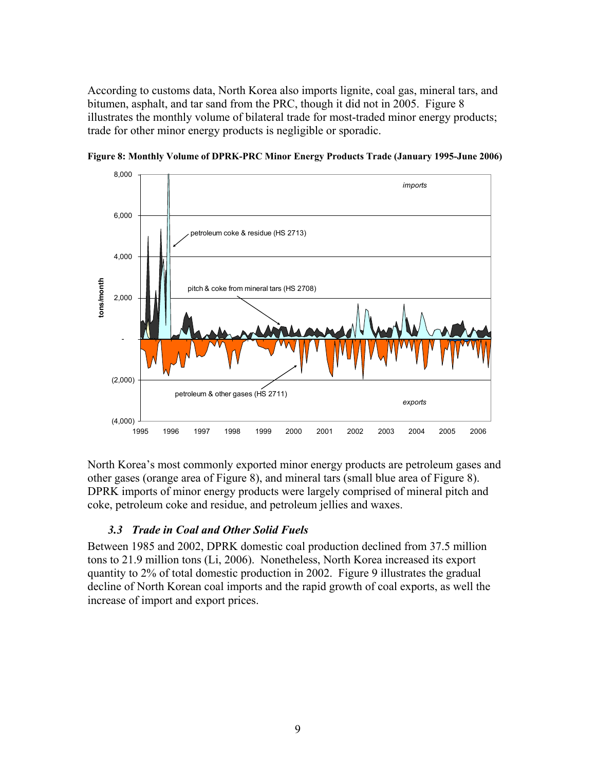According to customs data, North Korea also imports lignite, coal gas, mineral tars, and bitumen, asphalt, and tar sand from the PRC, though it did not in 2005. Figure 8 illustrates the monthly volume of bilateral trade for most-traded minor energy products; trade for other minor energy products is negligible or sporadic.

**Figure 8: Monthly Volume of DPRK-PRC Minor Energy Products Trade (January 1995-June 2006)**

North Korea's most commonly exported minor energy products are petroleum gases and other gases (orange area of Figure 8), and mineral tars (small blue area of Figure 8). DPRK imports of minor energy products were largely comprised of mineral pitch and coke, petroleum coke and residue, and petroleum jellies and waxes.

### *3.3 Trade in Coal and Other Solid Fuels*

Between 1985 and 2002, DPRK domestic coal production declined from 37.5 million tons to 21.9 million tons (Li, 2006). Nonetheless, North Korea increased its export quantity to 2% of total domestic production in 2002. Figure 9 illustrates the gradual decline of North Korean coal imports and the rapid growth of coal exports, as well the increase of import and export prices.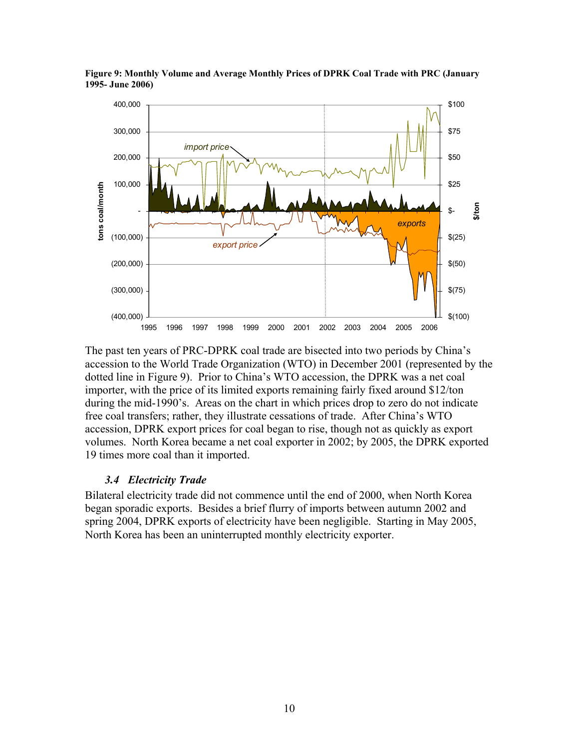**Figure 9: Monthly Volume and Average Monthly Prices of DPRK Coal Trade with PRC (January 1995- June 2006)**

The past ten years of PRC-DPRK coal trade are bisected into two periods by China's accession to the World Trade Organization (WTO) in December 2001 (represented by the dotted line in Figure 9). Prior to China's WTO accession, the DPRK was a net coal importer, with the price of its limited exports remaining fairly fixed around $12/ton during the mid-1990's. Areas on the chart in which prices drop to zero do not indicate free coal transfers; rather, they illustrate cessations of trade. After China's WTO accession, DPRK export prices for coal began to rise, though not as quickly as export volumes. North Korea became a net coal exporter in 2002; by 2005, the DPRK exported 19 times more coal than it imported.

### *3.4 Electricity Trade*

Bilateral electricity trade did not commence until the end of 2000, when North Korea began sporadic exports. Besides a brief flurry of imports between autumn 2002 and spring 2004, DPRK exports of electricity have been negligible. Starting in May 2005, North Korea has been an uninterrupted monthly electricity exporter.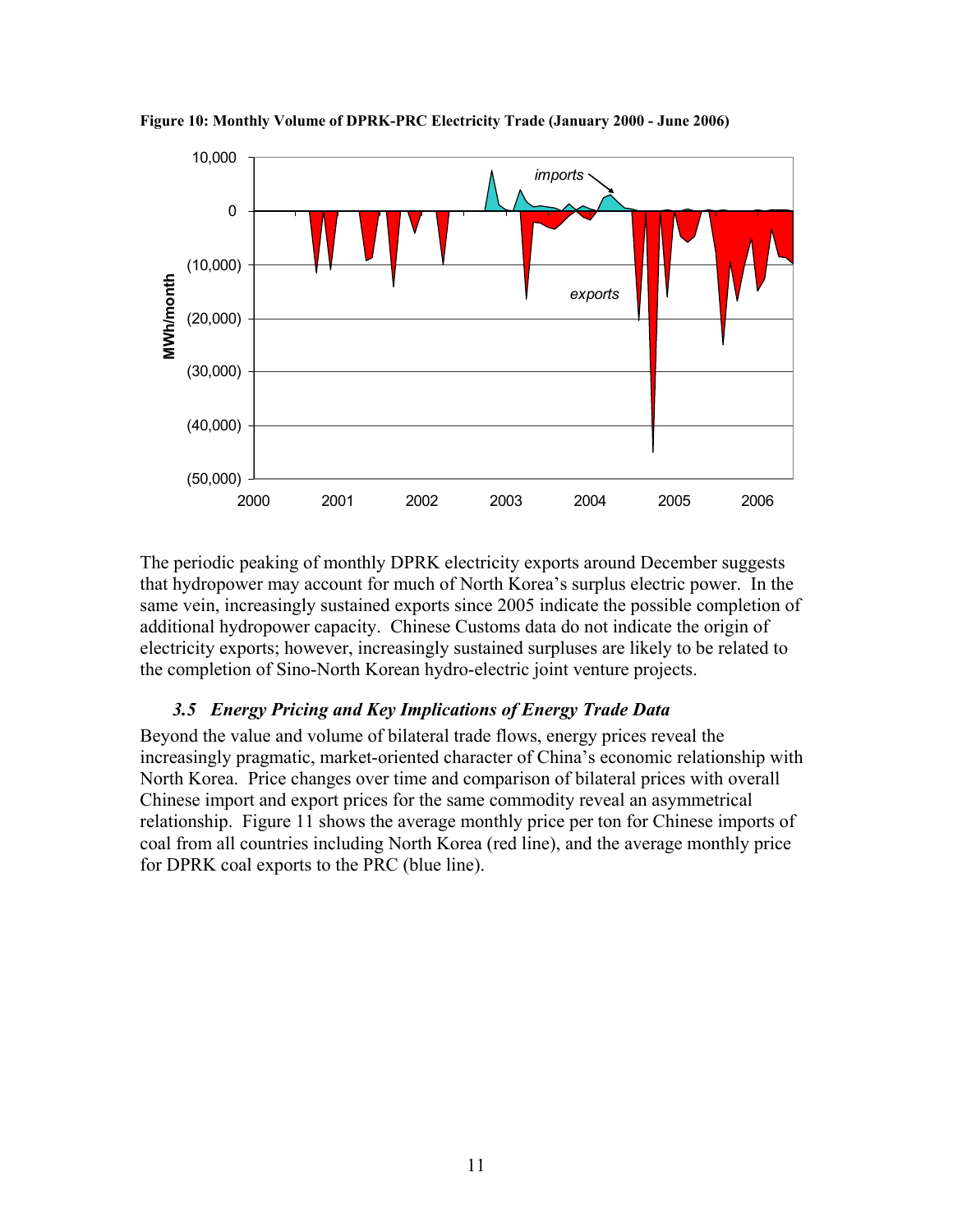**Figure 10: Monthly Volume of DPRK-PRC Electricity Trade (January 2000 - June 2006)**

The periodic peaking of monthly DPRK electricity exports around December suggests that hydropower may account for much of North Korea's surplus electric power. In the same vein, increasingly sustained exports since 2005 indicate the possible completion of additional hydropower capacity. Chinese Customs data do not indicate the origin of electricity exports; however, increasingly sustained surpluses are likely to be related to the completion of Sino-North Korean hydro-electric joint venture projects.

### *3.5 Energy Pricing and Key Implications of Energy Trade Data*

Beyond the value and volume of bilateral trade flows, energy prices reveal the increasingly pragmatic, market-oriented character of China's economic relationship with North Korea. Price changes over time and comparison of bilateral prices with overall Chinese import and export prices for the same commodity reveal an asymmetrical relationship. Figure 11 shows the average monthly price per ton for Chinese imports of coal from all countries including North Korea (red line), and the average monthly price for DPRK coal exports to the PRC (blue line).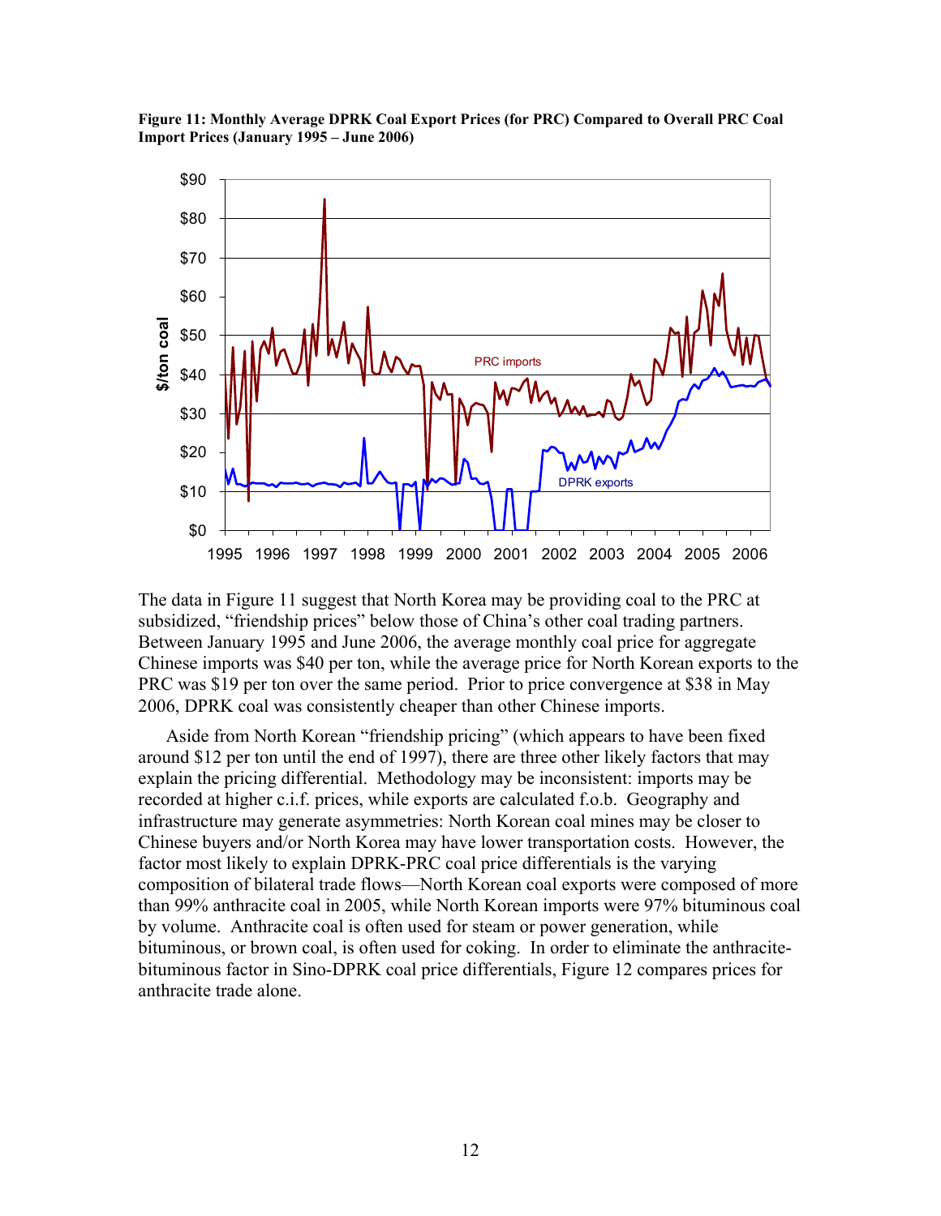**Figure 11: Monthly Average DPRK Coal Export Prices (for PRC) Compared to Overall PRC Coal Import Prices (January 1995 – June 2006)**

The data in Figure 11 suggest that North Korea may be providing coal to the PRC at subsidized, "friendship prices" below those of China's other coal trading partners. Between January 1995 and June 2006, the average monthly coal price for aggregate Chinese imports was $40 per ton, while the average price for North Korean exports to the PRC was $19 per ton over the same period. Prior to price convergence at $38 in May 2006, DPRK coal was consistently cheaper than other Chinese imports.

Aside from North Korean "friendship pricing" (which appears to have been fixed around $12 per ton until the end of 1997), there are three other likely factors that may explain the pricing differential. Methodology may be inconsistent: imports may be recorded at higher c.i.f. prices, while exports are calculated f.o.b. Geography and infrastructure may generate asymmetries: North Korean coal mines may be closer to Chinese buyers and/or North Korea may have lower transportation costs. However, the factor most likely to explain DPRK-PRC coal price differentials is the varying composition of bilateral trade flows—North Korean coal exports were composed of more than 99% anthracite coal in 2005, while North Korean imports were 97% bituminous coal by volume. Anthracite coal is often used for steam or power generation, while bituminous, or brown coal, is often used for coking. In order to eliminate the anthracite-bituminous factor in Sino-DPRK coal price differentials, Figure 12 compares prices for anthracite trade alone.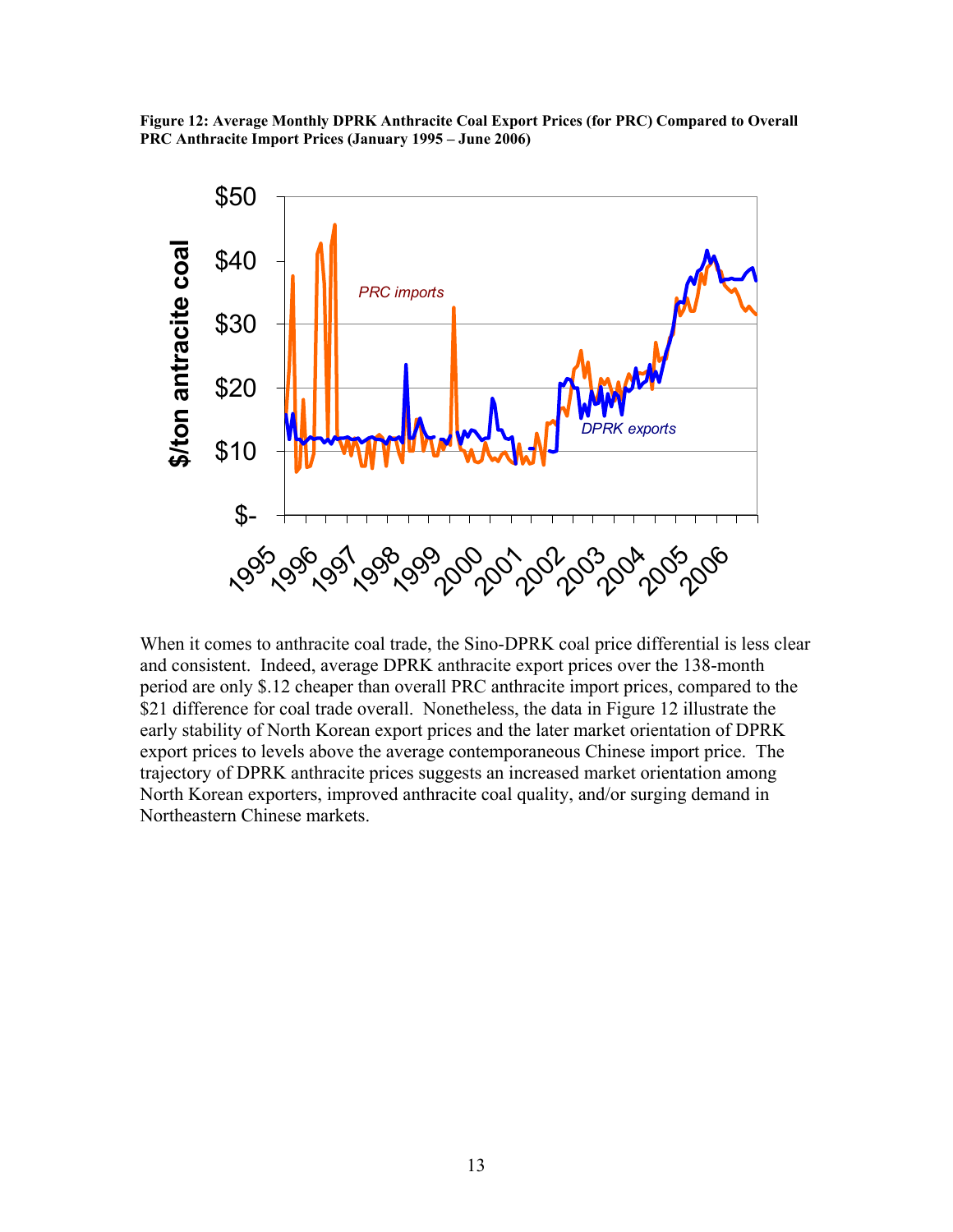**Figure 12: Average Monthly DPRK Anthracite Coal Export Prices (for PRC) Compared to Overall PRC Anthracite Import Prices (January 1995 – June 2006)**

When it comes to anthracite coal trade, the Sino-DPRK coal price differential is less clear and consistent. Indeed, average DPRK anthracite export prices over the 138-month period are only $.12 cheaper than overall PRC anthracite import prices, compared to the $21 difference for coal trade overall. Nonetheless, the data in Figure 12 illustrate the early stability of North Korean export prices and the later market orientation of DPRK export prices to levels above the average contemporaneous Chinese import price. The trajectory of DPRK anthracite prices suggests an increased market orientation among North Korean exporters, improved anthracite coal quality, and/or surging demand in Northeastern Chinese markets.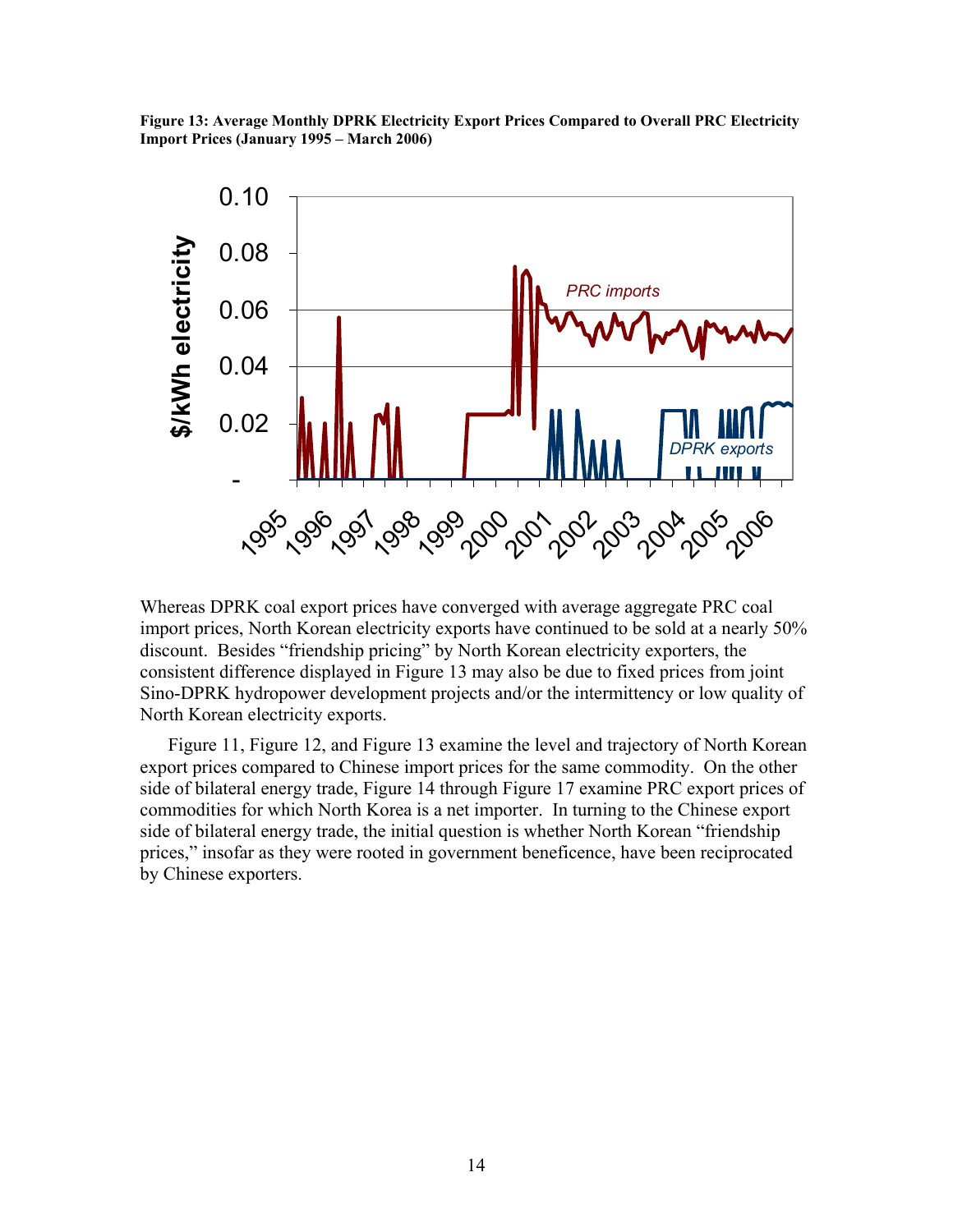**Figure 13: Average Monthly DPRK Electricity Export Prices Compared to Overall PRC Electricity Import Prices (January 1995 – March 2006)**

Whereas DPRK coal export prices have converged with average aggregate PRC coal import prices, North Korean electricity exports have continued to be sold at a nearly 50% discount. Besides "friendship pricing" by North Korean electricity exporters, the consistent difference displayed in Figure 13 may also be due to fixed prices from joint Sino-DPRK hydropower development projects and/or the intermittency or low quality of North Korean electricity exports.

Figure 11, Figure 12, and Figure 13 examine the level and trajectory of North Korean export prices compared to Chinese import prices for the same commodity. On the other side of bilateral energy trade, Figure 14 through Figure 17 examine PRC export prices of commodities for which North Korea is a net importer. In turning to the Chinese export side of bilateral energy trade, the initial question is whether North Korean "friendship prices," insofar as they were rooted in government beneficence, have been reciprocated by Chinese exporters.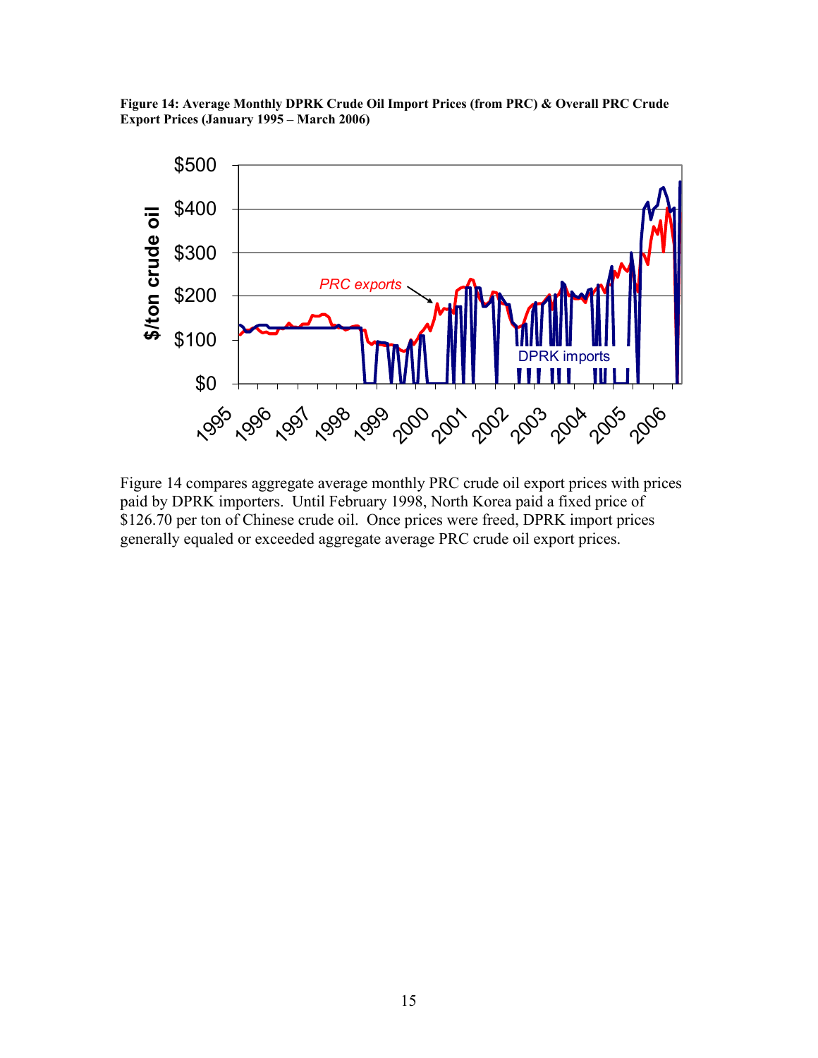**Figure 14: Average Monthly DPRK Crude Oil Import Prices (from PRC) & Overall PRC Crude Export Prices (January 1995 – March 2006)**

Figure 14 compares aggregate average monthly PRC crude oil export prices with prices paid by DPRK importers. Until February 1998, North Korea paid a fixed price of $126.70 per ton of Chinese crude oil. Once prices were freed, DPRK import prices generally equaled or exceeded aggregate average PRC crude oil export prices.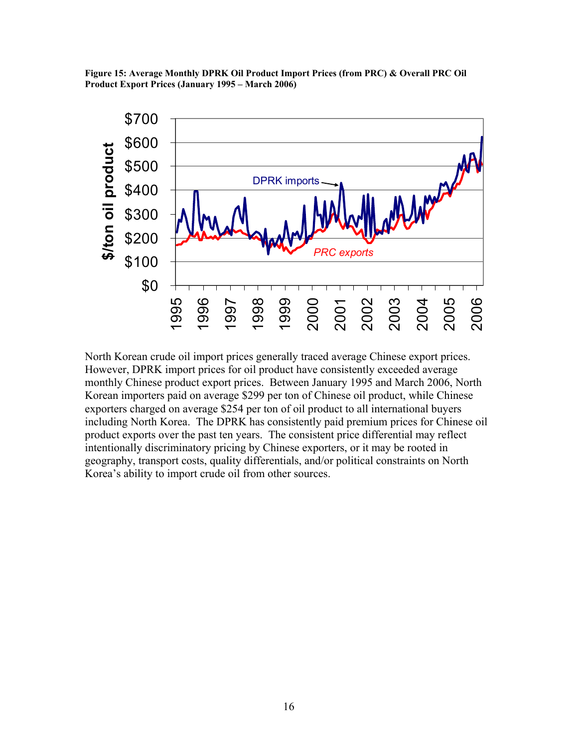**Figure 15: Average Monthly DPRK Oil Product Import Prices (from PRC) & Overall PRC Oil Product Export Prices (January 1995 – March 2006)**

North Korean crude oil import prices generally traced average Chinese export prices. However, DPRK import prices for oil product have consistently exceeded average monthly Chinese product export prices. Between January 1995 and March 2006, North Korean importers paid on average $299 per ton of Chinese oil product, while Chinese exporters charged on average $254 per ton of oil product to all international buyers including North Korea. The DPRK has consistently paid premium prices for Chinese oil product exports over the past ten years. The consistent price differential may reflect intentionally discriminatory pricing by Chinese exporters, or it may be rooted in geography, transport costs, quality differentials, and/or political constraints on North Korea's ability to import crude oil from other sources.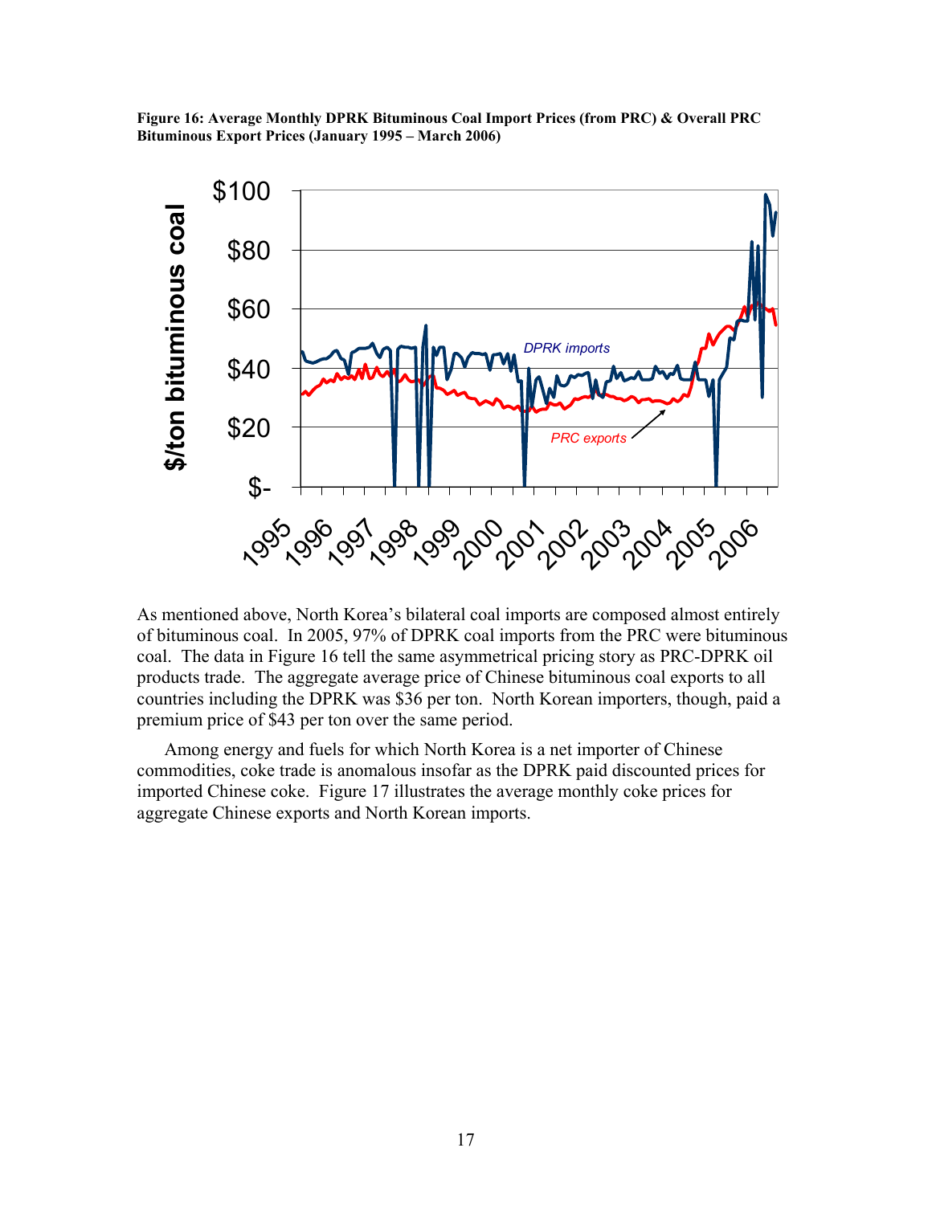**Figure 16: Average Monthly DPRK Bituminous Coal Import Prices (from PRC) & Overall PRC Bituminous Export Prices (January 1995 – March 2006)**

As mentioned above, North Korea's bilateral coal imports are composed almost entirely of bituminous coal. In 2005, 97% of DPRK coal imports from the PRC were bituminous coal. The data in Figure 16 tell the same asymmetrical pricing story as PRC-DPRK oil products trade. The aggregate average price of Chinese bituminous coal exports to all countries including the DPRK was $36 per ton. North Korean importers, though, paid a premium price of $43 per ton over the same period.

Among energy and fuels for which North Korea is a net importer of Chinese commodities, coke trade is anomalous insofar as the DPRK paid discounted prices for imported Chinese coke. Figure 17 illustrates the average monthly coke prices for aggregate Chinese exports and North Korean imports.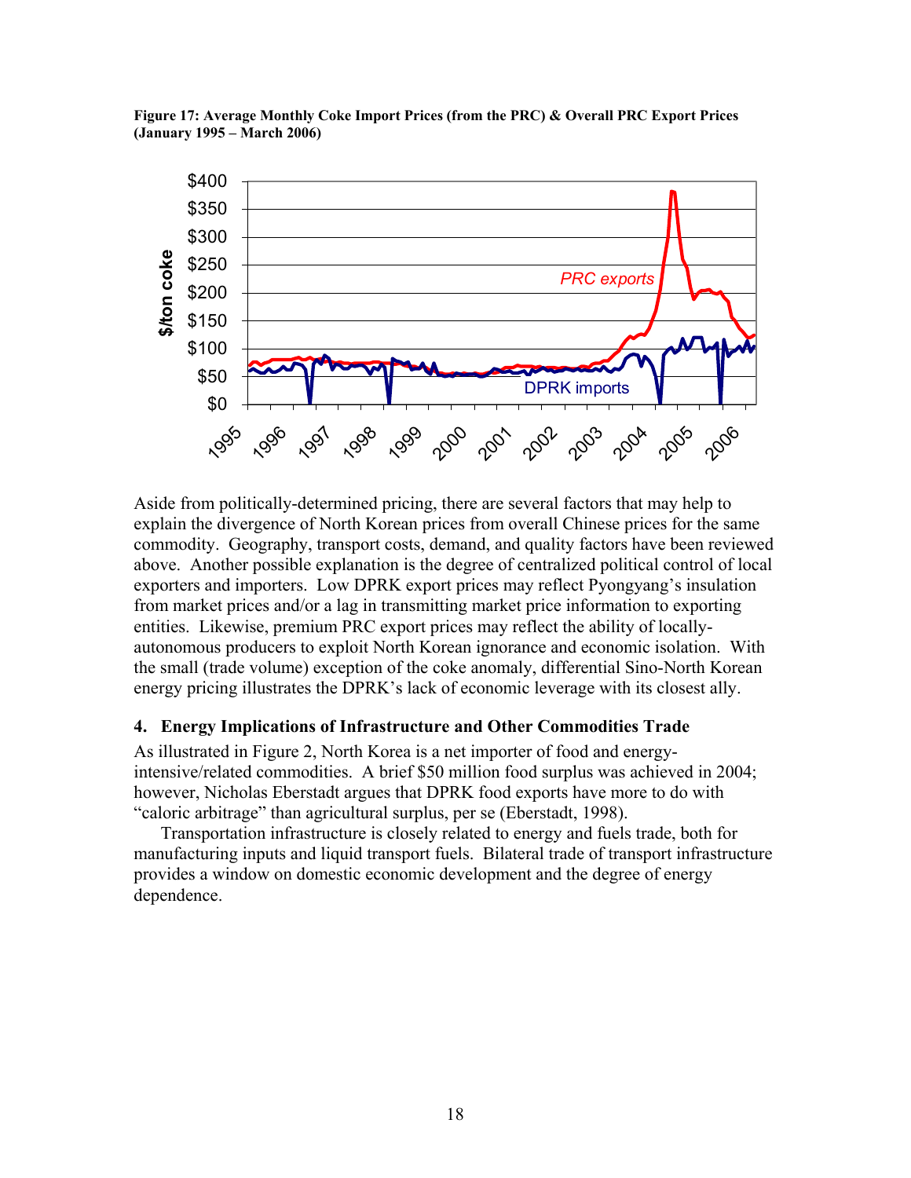**Figure 17: Average Monthly Coke Import Prices (from the PRC) & Overall PRC Export Prices (January 1995 – March 2006)**

Aside from politically-determined pricing, there are several factors that may help to explain the divergence of North Korean prices from overall Chinese prices for the same commodity. Geography, transport costs, demand, and quality factors have been reviewed above. Another possible explanation is the degree of centralized political control of local exporters and importers. Low DPRK export prices may reflect Pyongyang's insulation from market prices and/or a lag in transmitting market price information to exporting entities. Likewise, premium PRC export prices may reflect the ability of locally-autonomous producers to exploit North Korean ignorance and economic isolation. With the small (trade volume) exception of the coke anomaly, differential Sino-North Korean energy pricing illustrates the DPRK's lack of economic leverage with its closest ally.

### 4. Energy Implications of Infrastructure and Other Commodities Trade

As illustrated in Figure 2, North Korea is a net importer of food and energy-intensive/related commodities. A brief $50 million food surplus was achieved in 2004; however, Nicholas Eberstadt argues that DPRK food exports have more to do with "caloric arbitrage" than agricultural surplus, per se (Eberstadt, 1998).

Transportation infrastructure is closely related to energy and fuels trade, both for manufacturing inputs and liquid transport fuels. Bilateral trade of transport infrastructure provides a window on domestic economic development and the degree of energy dependence.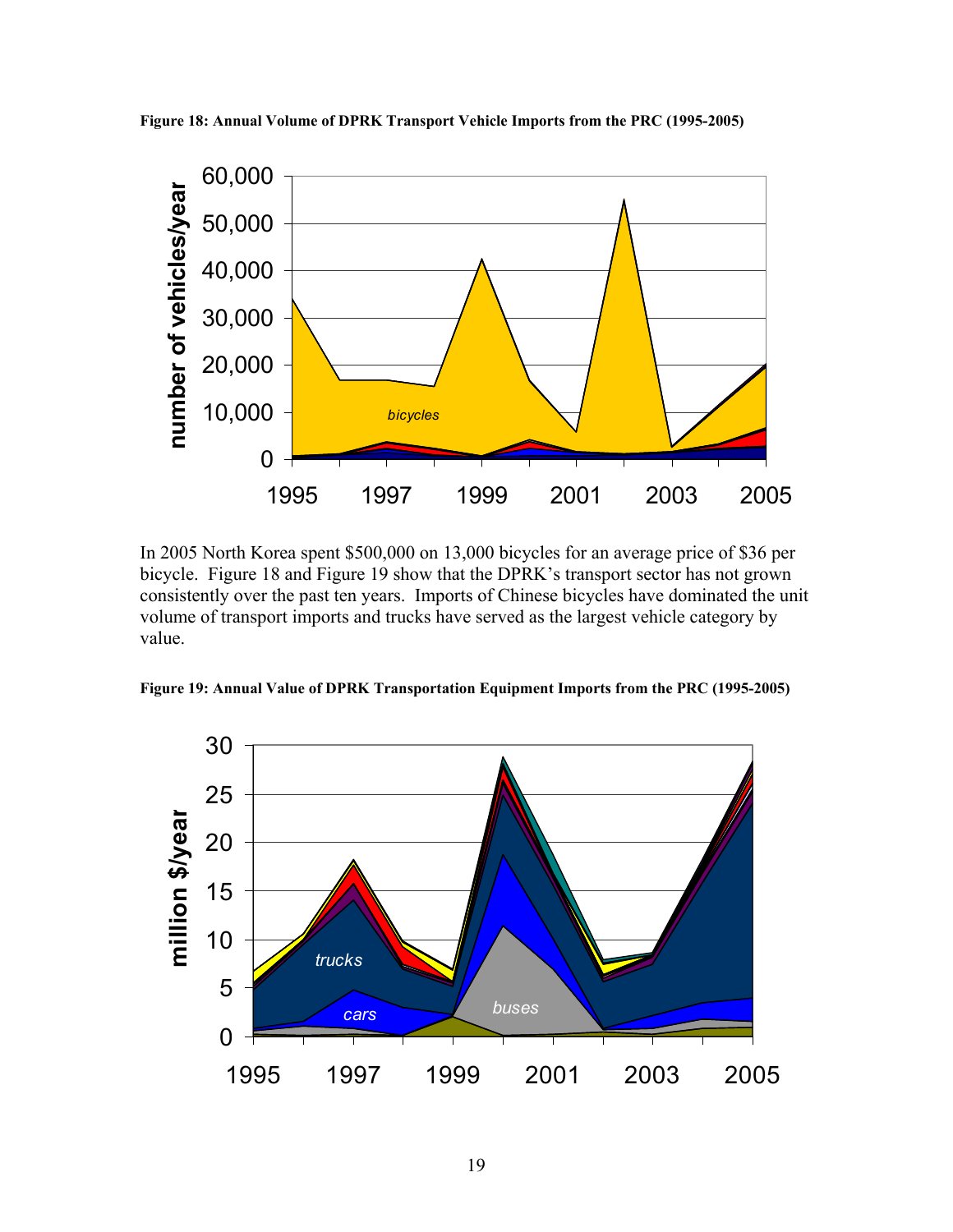**Figure 18: Annual Volume of DPRK Transport Vehicle Imports from the PRC (1995-2005)**

In 2005 North Korea spent $500,000 on 13,000 bicycles for an average price of $36 per bicycle. Figure 18 and Figure 19 show that the DPRK's transport sector has not grown consistently over the past ten years. Imports of Chinese bicycles have dominated the unit volume of transport imports and trucks have served as the largest vehicle category by value.

**Figure 19: Annual Value of DPRK Transportation Equipment Imports from the PRC (1995-2005)**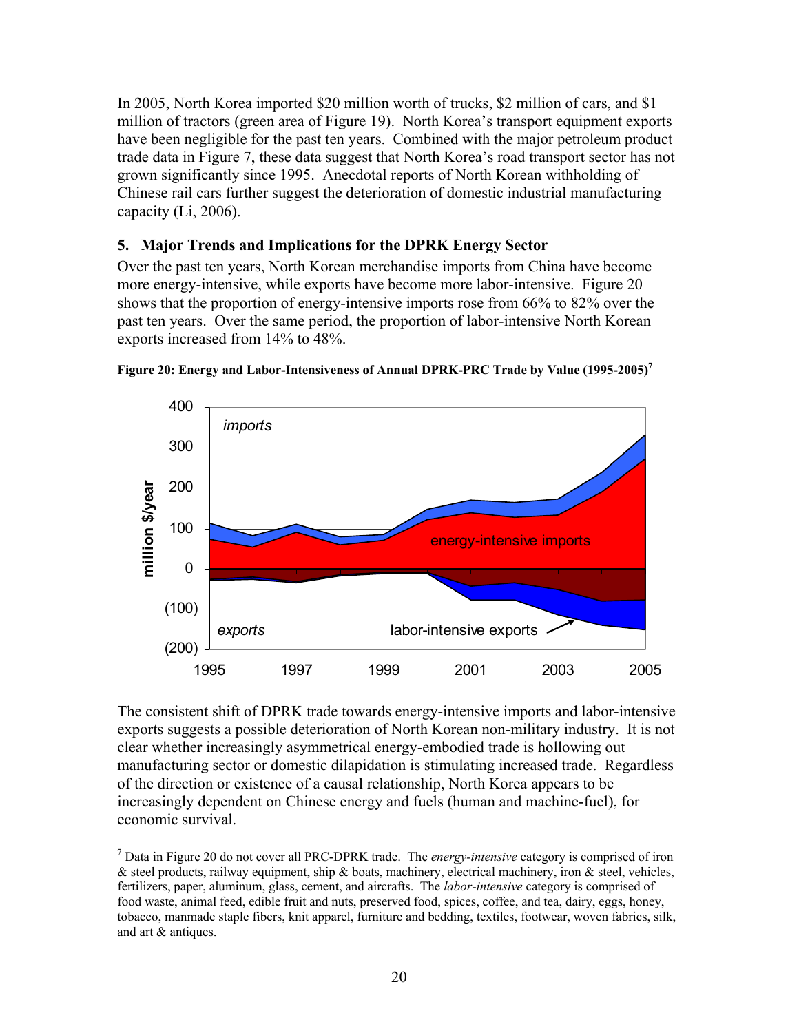In 2005, North Korea imported $20 million worth of trucks, $2 million of cars, and $1 million of tractors (green area of Figure 19). North Korea's transport equipment exports have been negligible for the past ten years. Combined with the major petroleum product trade data in Figure 7, these data suggest that North Korea's road transport sector has not grown significantly since 1995. Anecdotal reports of North Korean withholding of Chinese rail cars further suggest the deterioration of domestic industrial manufacturing capacity (Li, 2006).

### 5. Major Trends and Implications for the DPRK Energy Sector

Over the past ten years, North Korean merchandise imports from China have become more energy-intensive, while exports have become more labor-intensive. Figure 20 shows that the proportion of energy-intensive imports rose from 66% to 82% over the past ten years. Over the same period, the proportion of labor-intensive North Korean exports increased from 14% to 48%.

**Figure 20: Energy and Labor-Intensiveness of Annual DPRK-PRC Trade by Value (1995-2005)**[7]

The consistent shift of DPRK trade towards energy-intensive imports and labor-intensive exports suggests a possible deterioration of North Korean non-military industry. It is not clear whether increasingly asymmetrical energy-embodied trade is hollowing out manufacturing sector or domestic dilapidation is stimulating increased trade. Regardless of the direction or existence of a causal relationship, North Korea appears to be increasingly dependent on Chinese energy and fuels (human and machine-fuel), for economic survival.

---

[7] Data in Figure 20 do not cover all PRC-DPRK trade. The *energy-intensive* category is comprised of iron & steel products, railway equipment, ship & boats, machinery, electrical machinery, iron & steel, vehicles, fertilizers, paper, aluminum, glass, cement, and aircrafts. The *labor-intensive* category is comprised of food waste, animal feed, edible fruit and nuts, preserved food, spices, coffee, and tea, dairy, eggs, honey, tobacco, manmade staple fibers, knit apparel, furniture and bedding, textiles, footwear, woven fabrics, silk, and art & antiques.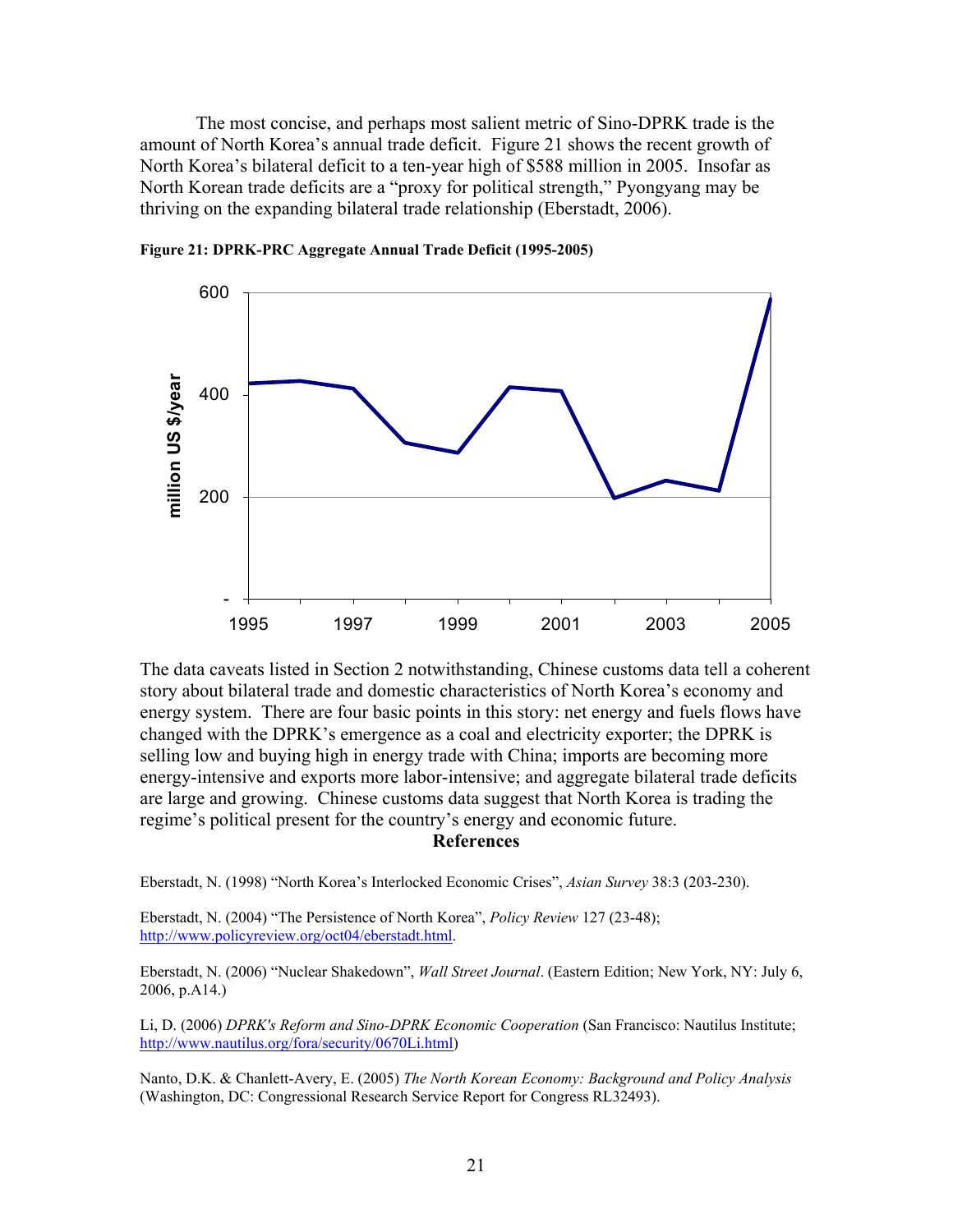The most concise, and perhaps most salient metric of Sino-DPRK trade is the amount of North Korea's annual trade deficit. Figure 21 shows the recent growth of North Korea's bilateral deficit to a ten-year high of $588 million in 2005. Insofar as North Korean trade deficits are a "proxy for political strength," Pyongyang may be thriving on the expanding bilateral trade relationship (Eberstadt, 2006).

**Figure 21: DPRK-PRC Aggregate Annual Trade Deficit (1995-2005)**

million US $/year

600

400

200

-

1995 1997 1999 2001 2003 2005

The data caveats listed in Section 2 notwithstanding, Chinese customs data tell a coherent story about bilateral trade and domestic characteristics of North Korea's economy and energy system. There are four basic points in this story: net energy and fuels flows have changed with the DPRK's emergence as a coal and electricity exporter; the DPRK is selling low and buying high in energy trade with China; imports are becoming more energy-intensive and exports more labor-intensive; and aggregate bilateral trade deficits are large and growing. Chinese customs data suggest that North Korea is trading the regime's political present for the country's energy and economic future.

## References

Eberstadt, N. (1998) "North Korea's Interlocked Economic Crises", *Asian Survey* 38:3 (203-230).

Eberstadt, N. (2004) "The Persistence of North Korea", *Policy Review* 127 (23-48); http://www.policyreview.org/oct04/eberstadt.html.

Eberstadt, N. (2006) "Nuclear Shakedown", *Wall Street Journal*. (Eastern Edition; New York, NY: July 6, 2006, p.A14.)

Li, D. (2006) *DPRK's Reform and Sino-DPRK Economic Cooperation* (San Francisco: Nautilus Institute; http://www.nautilus.org/fora/security/0670Li.html)

Nanto, D.K. & Chanlett-Avery, E. (2005) *The North Korean Economy: Background and Policy Analysis* (Washington, DC: Congressional Research Service Report for Congress RL32493).